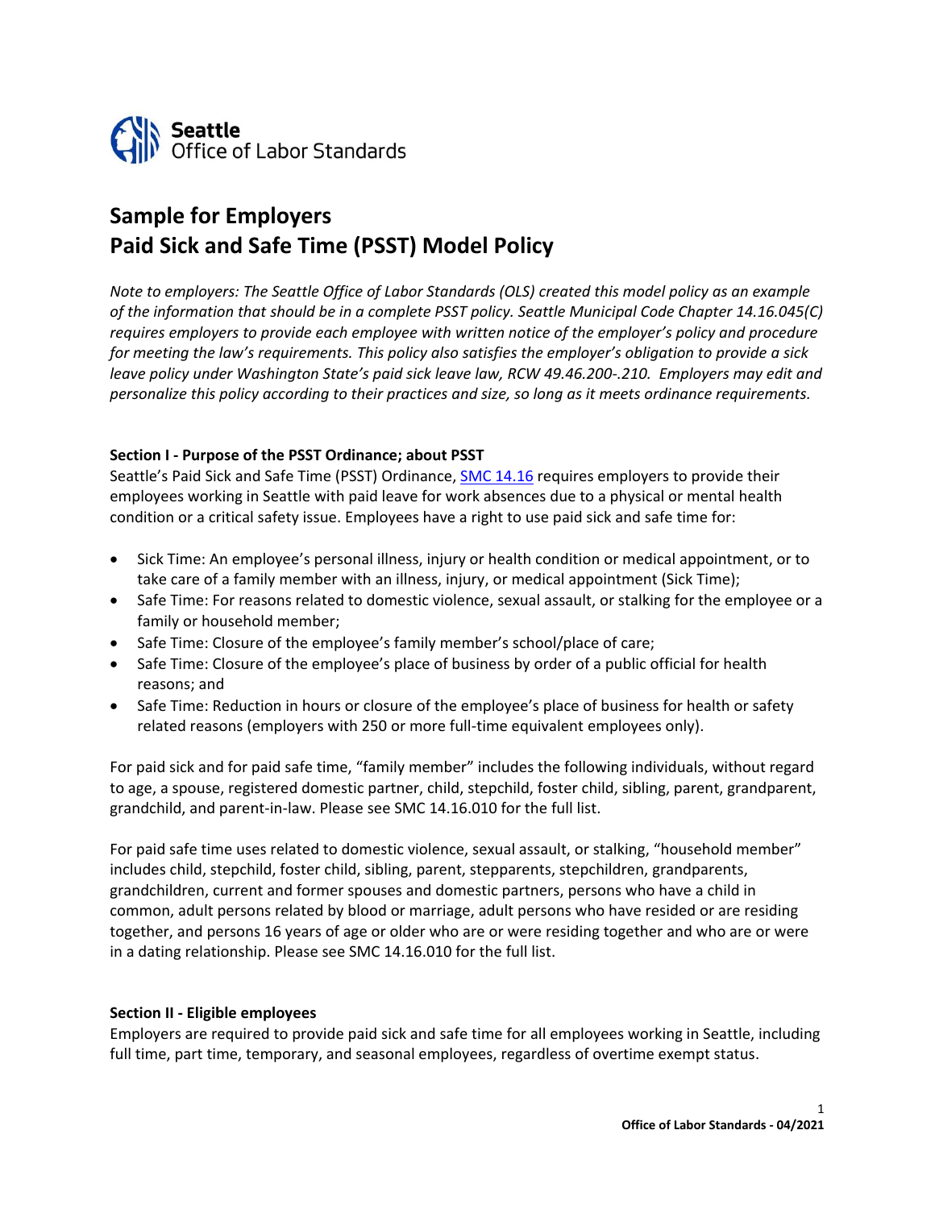Seattle
Office of Labor Standards

# Sample for Employers
# Paid Sick and Safe Time (PSST) Model Policy

*Note to employers: The Seattle Office of Labor Standards (OLS) created this model policy as an example of the information that should be in a complete PSST policy. Seattle Municipal Code Chapter 14.16.045(C) requires employers to provide each employee with written notice of the employer's policy and procedure for meeting the law's requirements. This policy also satisfies the employer's obligation to provide a sick leave policy under Washington State's paid sick leave law, RCW 49.46.200-.210. Employers may edit and personalize this policy according to their practices and size, so long as it meets ordinance requirements.*

### Section I - Purpose of the PSST Ordinance; about PSST

Seattle's Paid Sick and Safe Time (PSST) Ordinance, SMC 14.16 requires employers to provide their employees working in Seattle with paid leave for work absences due to a physical or mental health condition or a critical safety issue. Employees have a right to use paid sick and safe time for:

- Sick Time: An employee's personal illness, injury or health condition or medical appointment, or to take care of a family member with an illness, injury, or medical appointment (Sick Time);
- Safe Time: For reasons related to domestic violence, sexual assault, or stalking for the employee or a family or household member;
- Safe Time: Closure of the employee's family member's school/place of care;
- Safe Time: Closure of the employee's place of business by order of a public official for health reasons; and
- Safe Time: Reduction in hours or closure of the employee's place of business for health or safety related reasons (employers with 250 or more full-time equivalent employees only).

For paid sick and for paid safe time, "family member" includes the following individuals, without regard to age, a spouse, registered domestic partner, child, stepchild, foster child, sibling, parent, grandparent, grandchild, and parent-in-law. Please see SMC 14.16.010 for the full list.

For paid safe time uses related to domestic violence, sexual assault, or stalking, "household member" includes child, stepchild, foster child, sibling, parent, stepparents, stepchildren, grandparents, grandchildren, current and former spouses and domestic partners, persons who have a child in common, adult persons related by blood or marriage, adult persons who have resided or are residing together, and persons 16 years of age or older who are or were residing together and who are or were in a dating relationship. Please see SMC 14.16.010 for the full list.

### Section II - Eligible employees

Employers are required to provide paid sick and safe time for all employees working in Seattle, including full time, part time, temporary, and seasonal employees, regardless of overtime exempt status.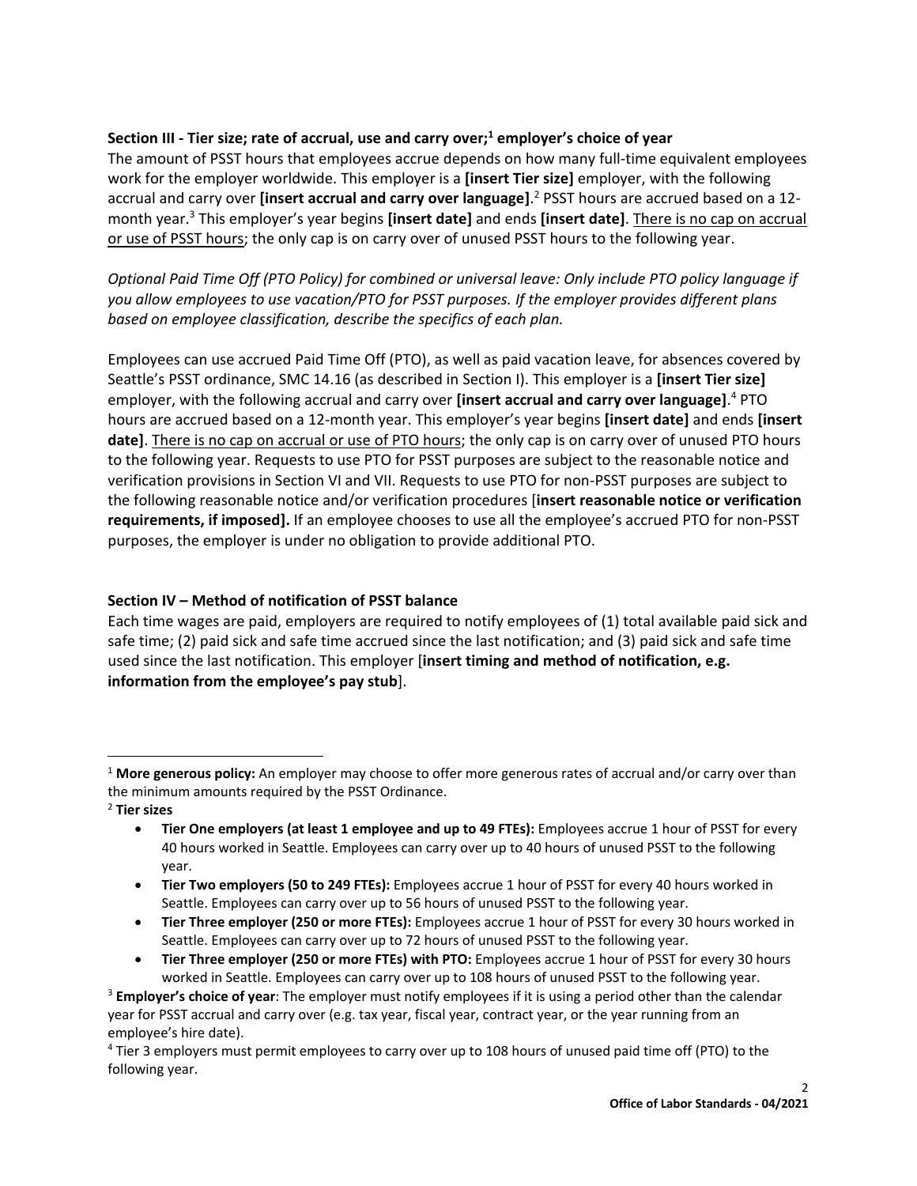**Section III - Tier size; rate of accrual, use and carry over;[1] employer's choice of year**

The amount of PSST hours that employees accrue depends on how many full-time equivalent employees work for the employer worldwide. This employer is a **[insert Tier size]** employer, with the following accrual and carry over **[insert accrual and carry over language]**.[2] PSST hours are accrued based on a 12-month year.[3] This employer's year begins **[insert date]** and ends **[insert date]**. <u>There is no cap on accrual or use of PSST hours</u>; the only cap is on carry over of unused PSST hours to the following year.

*Optional Paid Time Off (PTO Policy) for combined or universal leave: Only include PTO policy language if you allow employees to use vacation/PTO for PSST purposes. If the employer provides different plans based on employee classification, describe the specifics of each plan.*

Employees can use accrued Paid Time Off (PTO), as well as paid vacation leave, for absences covered by Seattle's PSST ordinance, SMC 14.16 (as described in Section I). This employer is a **[insert Tier size]** employer, with the following accrual and carry over **[insert accrual and carry over language]**.[4] PTO hours are accrued based on a 12-month year. This employer's year begins **[insert date]** and ends **[insert date]**. <u>There is no cap on accrual or use of PTO hours</u>; the only cap is on carry over of unused PTO hours to the following year. Requests to use PTO for PSST purposes are subject to the reasonable notice and verification provisions in Section VI and VII. Requests to use PTO for non-PSST purposes are subject to the following reasonable notice and/or verification procedures [**insert reasonable notice or verification requirements, if imposed].** If an employee chooses to use all the employee's accrued PTO for non-PSST purposes, the employer is under no obligation to provide additional PTO.

**Section IV – Method of notification of PSST balance**

Each time wages are paid, employers are required to notify employees of (1) total available paid sick and safe time; (2) paid sick and safe time accrued since the last notification; and (3) paid sick and safe time used since the last notification. This employer [**insert timing and method of notification, e.g. information from the employee's pay stub**].

---

[1] **More generous policy:** An employer may choose to offer more generous rates of accrual and/or carry over than the minimum amounts required by the PSST Ordinance.

[2] **Tier sizes**

- **Tier One employers (at least 1 employee and up to 49 FTEs):** Employees accrue 1 hour of PSST for every 40 hours worked in Seattle. Employees can carry over up to 40 hours of unused PSST to the following year.
- **Tier Two employers (50 to 249 FTEs):** Employees accrue 1 hour of PSST for every 40 hours worked in Seattle. Employees can carry over up to 56 hours of unused PSST to the following year.
- **Tier Three employer (250 or more FTEs):** Employees accrue 1 hour of PSST for every 30 hours worked in Seattle. Employees can carry over up to 72 hours of unused PSST to the following year.
- **Tier Three employer (250 or more FTEs) with PTO:** Employees accrue 1 hour of PSST for every 30 hours worked in Seattle. Employees can carry over up to 108 hours of unused PSST to the following year.

[3] **Employer's choice of year**: The employer must notify employees if it is using a period other than the calendar year for PSST accrual and carry over (e.g. tax year, fiscal year, contract year, or the year running from an employee's hire date).

[4] Tier 3 employers must permit employees to carry over up to 108 hours of unused paid time off (PTO) to the following year.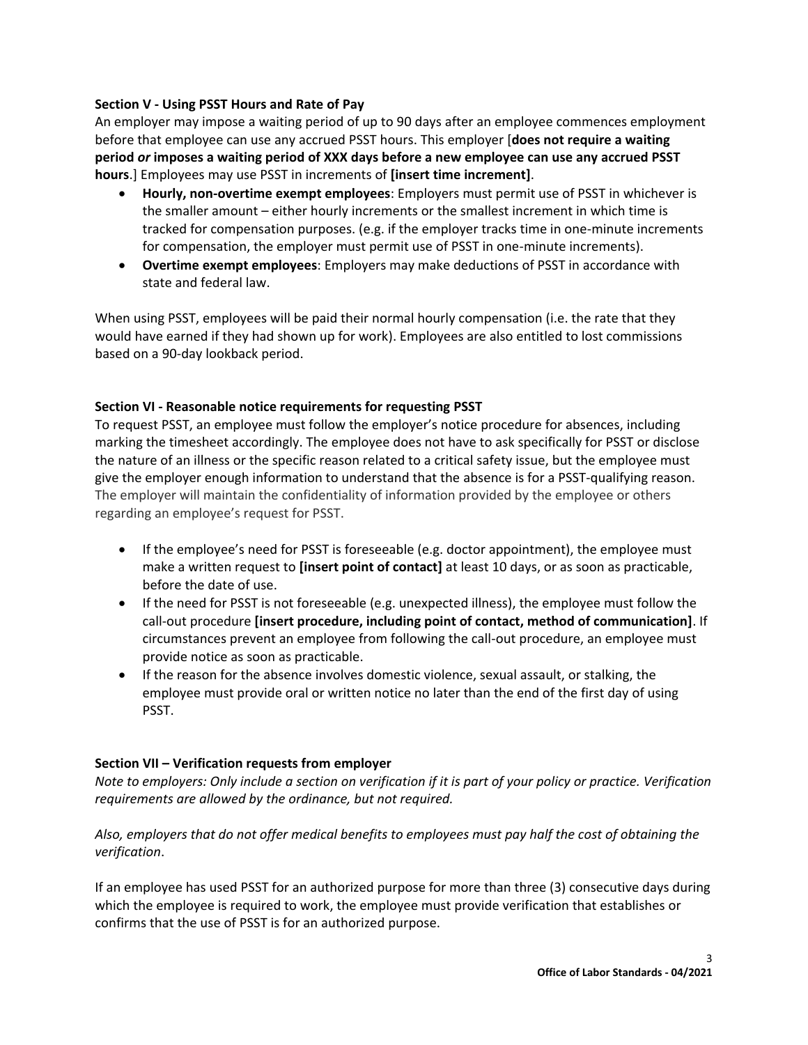### Section V - Using PSST Hours and Rate of Pay

An employer may impose a waiting period of up to 90 days after an employee commences employment before that employee can use any accrued PSST hours. This employer [**does not require a waiting period *or* imposes a waiting period of XXX days before a new employee can use any accrued PSST hours**.] Employees may use PSST in increments of **[insert time increment]**.

- **Hourly, non-overtime exempt employees**: Employers must permit use of PSST in whichever is the smaller amount – either hourly increments or the smallest increment in which time is tracked for compensation purposes. (e.g. if the employer tracks time in one-minute increments for compensation, the employer must permit use of PSST in one-minute increments).
- **Overtime exempt employees**: Employers may make deductions of PSST in accordance with state and federal law.

When using PSST, employees will be paid their normal hourly compensation (i.e. the rate that they would have earned if they had shown up for work). Employees are also entitled to lost commissions based on a 90-day lookback period.

### Section VI - Reasonable notice requirements for requesting PSST

To request PSST, an employee must follow the employer's notice procedure for absences, including marking the timesheet accordingly. The employee does not have to ask specifically for PSST or disclose the nature of an illness or the specific reason related to a critical safety issue, but the employee must give the employer enough information to understand that the absence is for a PSST-qualifying reason. The employer will maintain the confidentiality of information provided by the employee or others regarding an employee's request for PSST.

- If the employee's need for PSST is foreseeable (e.g. doctor appointment), the employee must make a written request to **[insert point of contact]** at least 10 days, or as soon as practicable, before the date of use.
- If the need for PSST is not foreseeable (e.g. unexpected illness), the employee must follow the call-out procedure **[insert procedure, including point of contact, method of communication]**. If circumstances prevent an employee from following the call-out procedure, an employee must provide notice as soon as practicable.
- If the reason for the absence involves domestic violence, sexual assault, or stalking, the employee must provide oral or written notice no later than the end of the first day of using PSST.

### Section VII – Verification requests from employer

*Note to employers: Only include a section on verification if it is part of your policy or practice. Verification requirements are allowed by the ordinance, but not required.*

*Also, employers that do not offer medical benefits to employees must pay half the cost of obtaining the verification*.

If an employee has used PSST for an authorized purpose for more than three (3) consecutive days during which the employee is required to work, the employee must provide verification that establishes or confirms that the use of PSST is for an authorized purpose.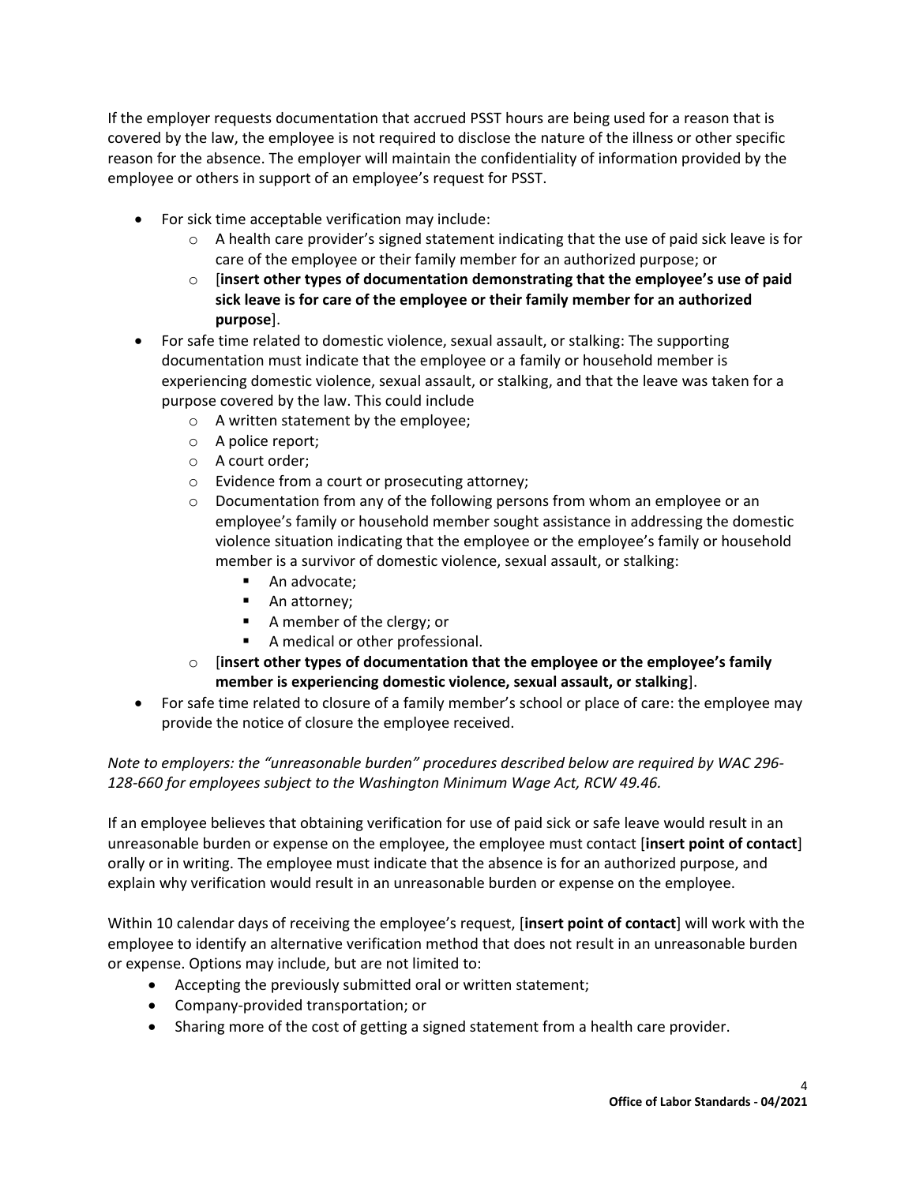If the employer requests documentation that accrued PSST hours are being used for a reason that is covered by the law, the employee is not required to disclose the nature of the illness or other specific reason for the absence. The employer will maintain the confidentiality of information provided by the employee or others in support of an employee's request for PSST.

- For sick time acceptable verification may include:
  - A health care provider's signed statement indicating that the use of paid sick leave is for care of the employee or their family member for an authorized purpose; or
  - [**insert other types of documentation demonstrating that the employee's use of paid sick leave is for care of the employee or their family member for an authorized purpose**].
- For safe time related to domestic violence, sexual assault, or stalking: The supporting documentation must indicate that the employee or a family or household member is experiencing domestic violence, sexual assault, or stalking, and that the leave was taken for a purpose covered by the law. This could include
  - A written statement by the employee;
  - A police report;
  - A court order;
  - Evidence from a court or prosecuting attorney;
  - Documentation from any of the following persons from whom an employee or an employee's family or household member sought assistance in addressing the domestic violence situation indicating that the employee or the employee's family or household member is a survivor of domestic violence, sexual assault, or stalking:
    - An advocate;
    - An attorney;
    - A member of the clergy; or
    - A medical or other professional.
  - [**insert other types of documentation that the employee or the employee's family member is experiencing domestic violence, sexual assault, or stalking**].
- For safe time related to closure of a family member's school or place of care: the employee may provide the notice of closure the employee received.

*Note to employers: the "unreasonable burden" procedures described below are required by WAC 296-128-660 for employees subject to the Washington Minimum Wage Act, RCW 49.46.*

If an employee believes that obtaining verification for use of paid sick or safe leave would result in an unreasonable burden or expense on the employee, the employee must contact [**insert point of contact**] orally or in writing. The employee must indicate that the absence is for an authorized purpose, and explain why verification would result in an unreasonable burden or expense on the employee.

Within 10 calendar days of receiving the employee's request, [**insert point of contact**] will work with the employee to identify an alternative verification method that does not result in an unreasonable burden or expense. Options may include, but are not limited to:

- Accepting the previously submitted oral or written statement;
- Company-provided transportation; or
- Sharing more of the cost of getting a signed statement from a health care provider.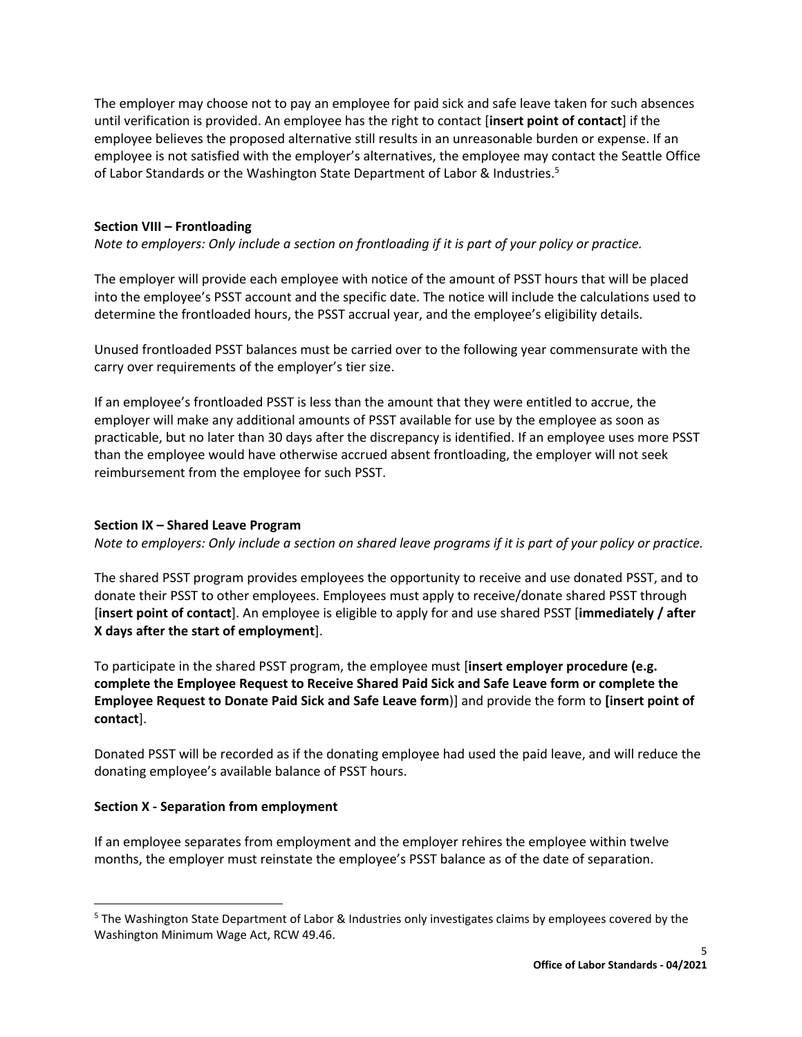The employer may choose not to pay an employee for paid sick and safe leave taken for such absences until verification is provided. An employee has the right to contact [**insert point of contact**] if the employee believes the proposed alternative still results in an unreasonable burden or expense. If an employee is not satisfied with the employer's alternatives, the employee may contact the Seattle Office of Labor Standards or the Washington State Department of Labor & Industries.[5]

**Section VIII – Frontloading**

*Note to employers: Only include a section on frontloading if it is part of your policy or practice.*

The employer will provide each employee with notice of the amount of PSST hours that will be placed into the employee's PSST account and the specific date. The notice will include the calculations used to determine the frontloaded hours, the PSST accrual year, and the employee's eligibility details.

Unused frontloaded PSST balances must be carried over to the following year commensurate with the carry over requirements of the employer's tier size.

If an employee's frontloaded PSST is less than the amount that they were entitled to accrue, the employer will make any additional amounts of PSST available for use by the employee as soon as practicable, but no later than 30 days after the discrepancy is identified. If an employee uses more PSST than the employee would have otherwise accrued absent frontloading, the employer will not seek reimbursement from the employee for such PSST.

**Section IX – Shared Leave Program**

*Note to employers: Only include a section on shared leave programs if it is part of your policy or practice.*

The shared PSST program provides employees the opportunity to receive and use donated PSST, and to donate their PSST to other employees. Employees must apply to receive/donate shared PSST through [**insert point of contact**]. An employee is eligible to apply for and use shared PSST [**immediately / after X days after the start of employment**].

To participate in the shared PSST program, the employee must [**insert employer procedure (e.g. complete the Employee Request to Receive Shared Paid Sick and Safe Leave form or complete the Employee Request to Donate Paid Sick and Safe Leave form**)] and provide the form to **[insert point of contact**].

Donated PSST will be recorded as if the donating employee had used the paid leave, and will reduce the donating employee's available balance of PSST hours.

**Section X - Separation from employment**

If an employee separates from employment and the employer rehires the employee within twelve months, the employer must reinstate the employee's PSST balance as of the date of separation.

---

[5] The Washington State Department of Labor & Industries only investigates claims by employees covered by the Washington Minimum Wage Act, RCW 49.46.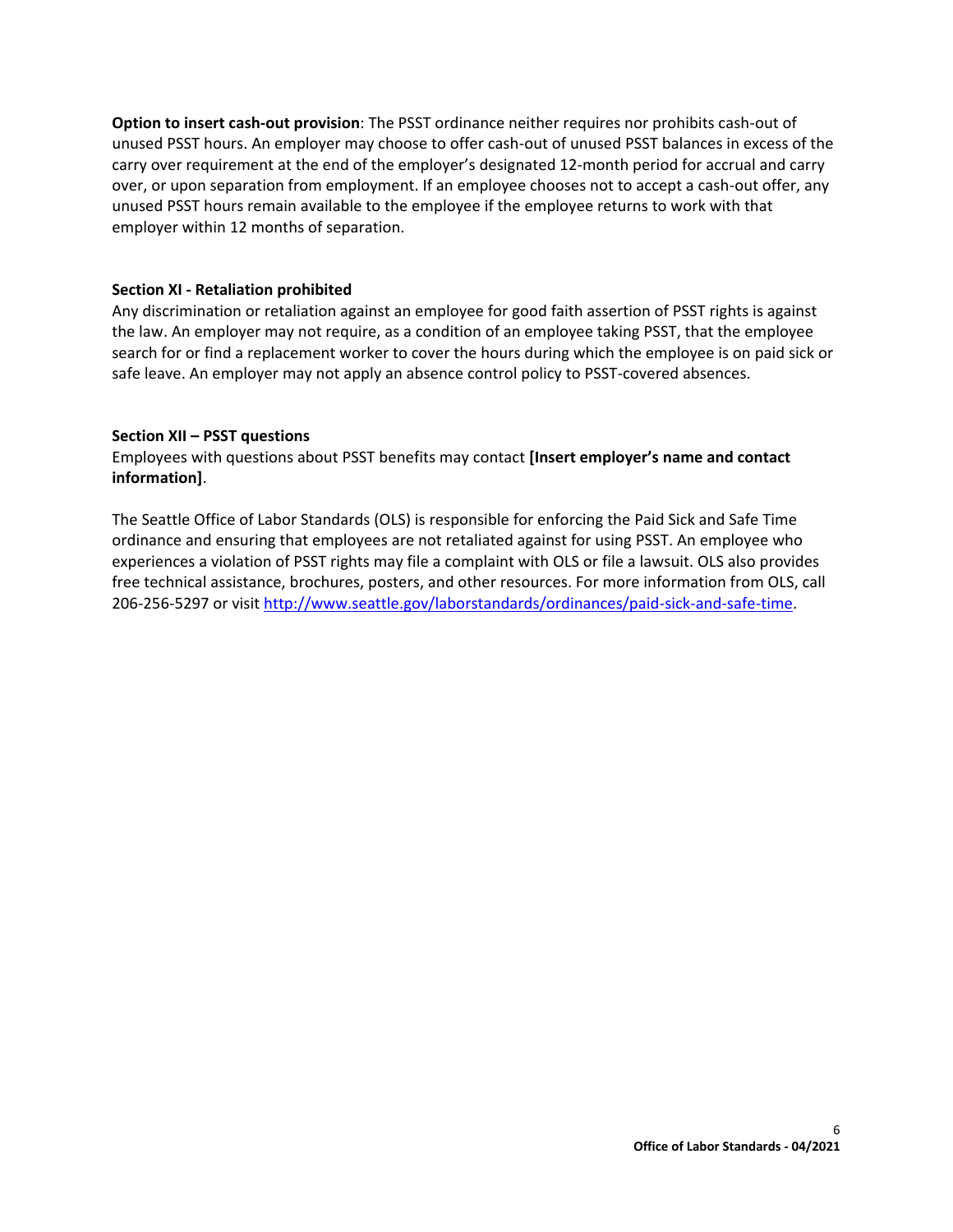**Option to insert cash-out provision**: The PSST ordinance neither requires nor prohibits cash-out of unused PSST hours. An employer may choose to offer cash-out of unused PSST balances in excess of the carry over requirement at the end of the employer's designated 12-month period for accrual and carry over, or upon separation from employment. If an employee chooses not to accept a cash-out offer, any unused PSST hours remain available to the employee if the employee returns to work with that employer within 12 months of separation.

**Section XI - Retaliation prohibited**

Any discrimination or retaliation against an employee for good faith assertion of PSST rights is against the law. An employer may not require, as a condition of an employee taking PSST, that the employee search for or find a replacement worker to cover the hours during which the employee is on paid sick or safe leave. An employer may not apply an absence control policy to PSST-covered absences.

**Section XII – PSST questions**

Employees with questions about PSST benefits may contact **[Insert employer's name and contact information]**.

The Seattle Office of Labor Standards (OLS) is responsible for enforcing the Paid Sick and Safe Time ordinance and ensuring that employees are not retaliated against for using PSST. An employee who experiences a violation of PSST rights may file a complaint with OLS or file a lawsuit. OLS also provides free technical assistance, brochures, posters, and other resources. For more information from OLS, call 206-256-5297 or visit http://www.seattle.gov/laborstandards/ordinances/paid-sick-and-safe-time.